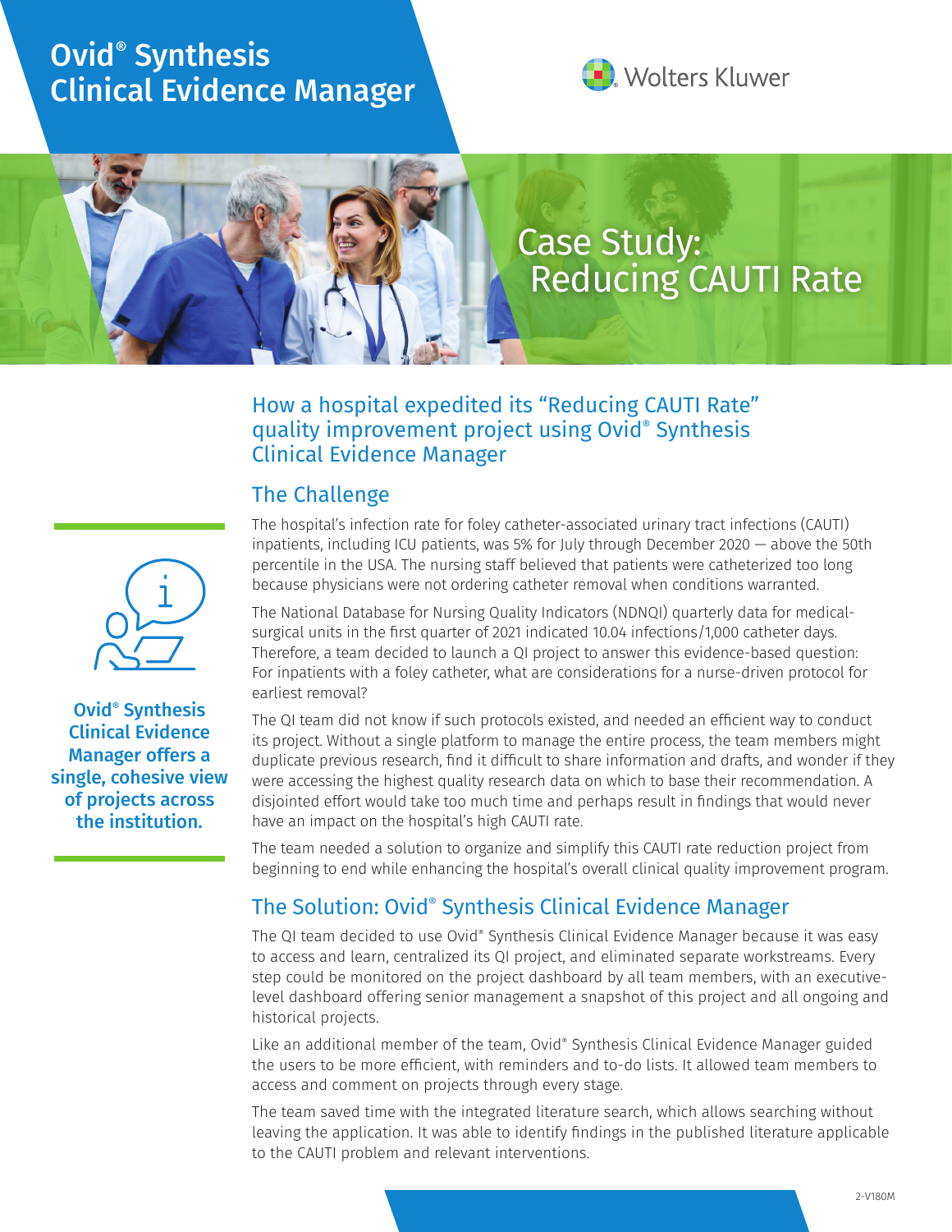# Ovid® Synthesis Clinical Evidence Manager

Wolters Kluwer

## Case Study: Reducing CAUTI Rate

### How a hospital expedited its "Reducing CAUTI Rate" quality improvement project using Ovid® Synthesis Clinical Evidence Manager

**Ovid® Synthesis Clinical Evidence Manager offers a single, cohesive view of projects across the institution.**

### The Challenge

The hospital's infection rate for foley catheter-associated urinary tract infections (CAUTI) inpatients, including ICU patients, was 5% for July through December 2020 — above the 50th percentile in the USA. The nursing staff believed that patients were catheterized too long because physicians were not ordering catheter removal when conditions warranted.

The National Database for Nursing Quality Indicators (NDNQI) quarterly data for medical-surgical units in the first quarter of 2021 indicated 10.04 infections/1,000 catheter days. Therefore, a team decided to launch a QI project to answer this evidence-based question: For inpatients with a foley catheter, what are considerations for a nurse-driven protocol for earliest removal?

The QI team did not know if such protocols existed, and needed an efficient way to conduct its project. Without a single platform to manage the entire process, the team members might duplicate previous research, find it difficult to share information and drafts, and wonder if they were accessing the highest quality research data on which to base their recommendation. A disjointed effort would take too much time and perhaps result in findings that would never have an impact on the hospital's high CAUTI rate.

The team needed a solution to organize and simplify this CAUTI rate reduction project from beginning to end while enhancing the hospital's overall clinical quality improvement program.

### The Solution: Ovid® Synthesis Clinical Evidence Manager

The QI team decided to use Ovid® Synthesis Clinical Evidence Manager because it was easy to access and learn, centralized its QI project, and eliminated separate workstreams. Every step could be monitored on the project dashboard by all team members, with an executive-level dashboard offering senior management a snapshot of this project and all ongoing and historical projects.

Like an additional member of the team, Ovid® Synthesis Clinical Evidence Manager guided the users to be more efficient, with reminders and to-do lists. It allowed team members to access and comment on projects through every stage.

The team saved time with the integrated literature search, which allows searching without leaving the application. It was able to identify findings in the published literature applicable to the CAUTI problem and relevant interventions.

2-V180M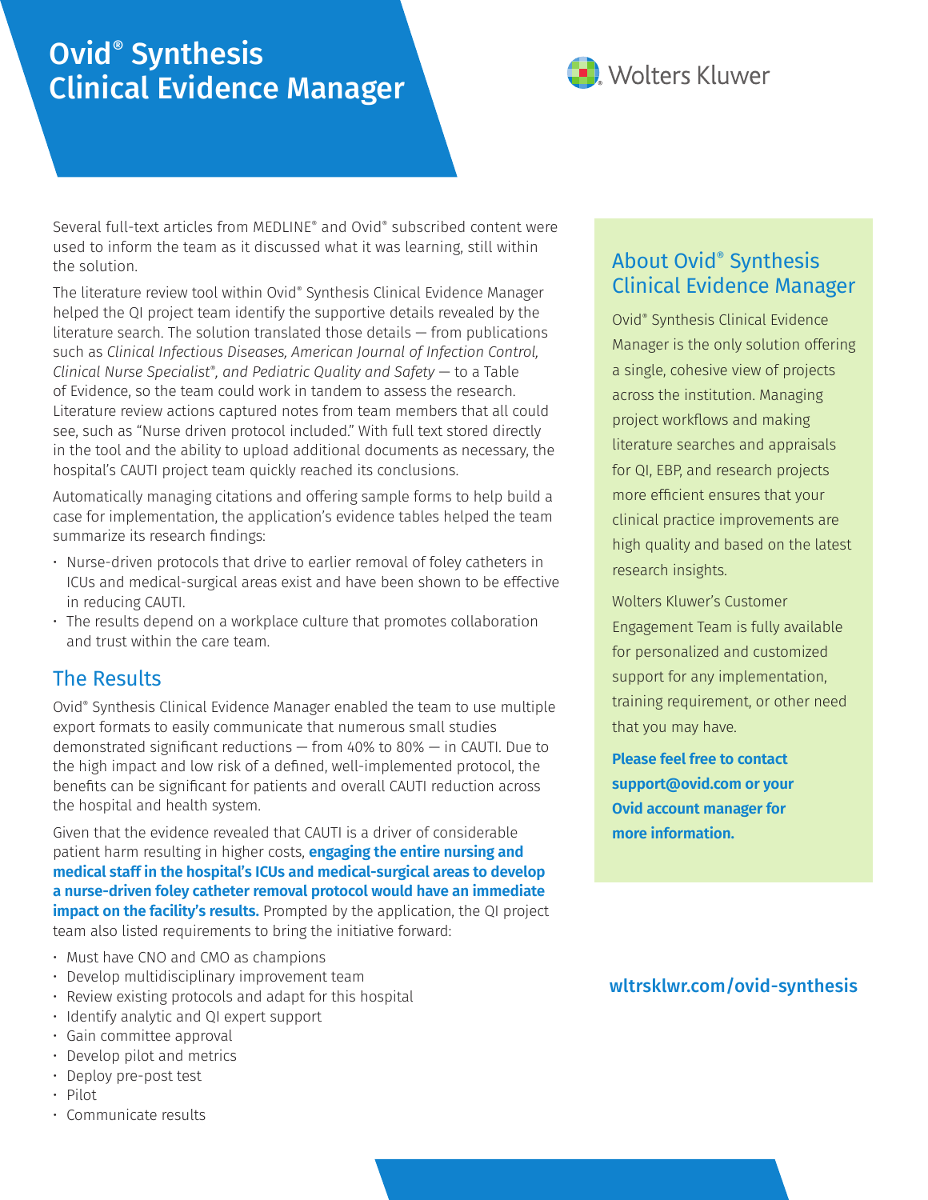# Ovid® Synthesis Clinical Evidence Manager

Several full-text articles from MEDLINE® and Ovid® subscribed content were used to inform the team as it discussed what it was learning, still within the solution.

The literature review tool within Ovid® Synthesis Clinical Evidence Manager helped the QI project team identify the supportive details revealed by the literature search. The solution translated those details — from publications such as *Clinical Infectious Diseases, American Journal of Infection Control, Clinical Nurse Specialist®, and Pediatric Quality and Safety* — to a Table of Evidence, so the team could work in tandem to assess the research. Literature review actions captured notes from team members that all could see, such as "Nurse driven protocol included." With full text stored directly in the tool and the ability to upload additional documents as necessary, the hospital's CAUTI project team quickly reached its conclusions.

Automatically managing citations and offering sample forms to help build a case for implementation, the application's evidence tables helped the team summarize its research findings:

- Nurse-driven protocols that drive to earlier removal of foley catheters in ICUs and medical-surgical areas exist and have been shown to be effective in reducing CAUTI.
- The results depend on a workplace culture that promotes collaboration and trust within the care team.

## The Results

Ovid® Synthesis Clinical Evidence Manager enabled the team to use multiple export formats to easily communicate that numerous small studies demonstrated significant reductions — from 40% to 80% — in CAUTI. Due to the high impact and low risk of a defined, well-implemented protocol, the benefits can be significant for patients and overall CAUTI reduction across the hospital and health system.

Given that the evidence revealed that CAUTI is a driver of considerable patient harm resulting in higher costs, **engaging the entire nursing and medical staff in the hospital's ICUs and medical-surgical areas to develop a nurse-driven foley catheter removal protocol would have an immediate impact on the facility's results.** Prompted by the application, the QI project team also listed requirements to bring the initiative forward:

- Must have CNO and CMO as champions
- Develop multidisciplinary improvement team
- Review existing protocols and adapt for this hospital
- Identify analytic and QI expert support
- Gain committee approval
- Develop pilot and metrics
- Deploy pre-post test
- Pilot
- Communicate results

## About Ovid® Synthesis Clinical Evidence Manager

Ovid® Synthesis Clinical Evidence Manager is the only solution offering a single, cohesive view of projects across the institution. Managing project workflows and making literature searches and appraisals for QI, EBP, and research projects more efficient ensures that your clinical practice improvements are high quality and based on the latest research insights.

Wolters Kluwer's Customer Engagement Team is fully available for personalized and customized support for any implementation, training requirement, or other need that you may have.

**Please feel free to contact support@ovid.com or your Ovid account manager for more information.**

wltrsklwr.com/ovid-synthesis